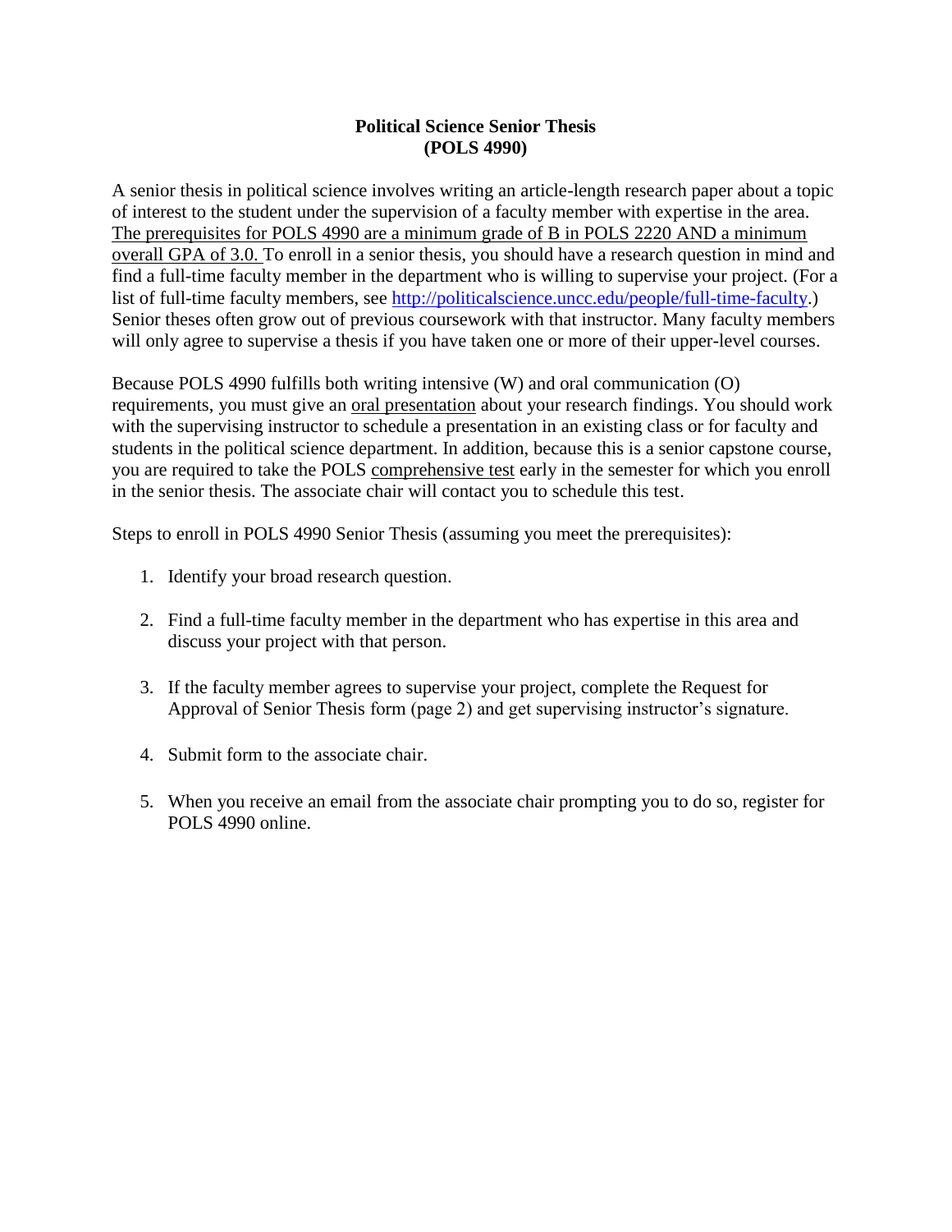**Political Science Senior Thesis**
**(POLS 4990)**

A senior thesis in political science involves writing an article-length research paper about a topic of interest to the student under the supervision of a faculty member with expertise in the area. The prerequisites for POLS 4990 are a minimum grade of B in POLS 2220 AND a minimum overall GPA of 3.0. To enroll in a senior thesis, you should have a research question in mind and find a full-time faculty member in the department who is willing to supervise your project. (For a list of full-time faculty members, see [http://politicalscience.uncc.edu/people/full-time-faculty](http://politicalscience.uncc.edu/people/full-time-faculty).) Senior theses often grow out of previous coursework with that instructor. Many faculty members will only agree to supervise a thesis if you have taken one or more of their upper-level courses.

Because POLS 4990 fulfills both writing intensive (W) and oral communication (O) requirements, you must give an oral presentation about your research findings. You should work with the supervising instructor to schedule a presentation in an existing class or for faculty and students in the political science department. In addition, because this is a senior capstone course, you are required to take the POLS comprehensive test early in the semester for which you enroll in the senior thesis. The associate chair will contact you to schedule this test.

Steps to enroll in POLS 4990 Senior Thesis (assuming you meet the prerequisites):

1. Identify your broad research question.

2. Find a full-time faculty member in the department who has expertise in this area and discuss your project with that person.

3. If the faculty member agrees to supervise your project, complete the Request for Approval of Senior Thesis form (page 2) and get supervising instructor's signature.

4. Submit form to the associate chair.

5. When you receive an email from the associate chair prompting you to do so, register for POLS 4990 online.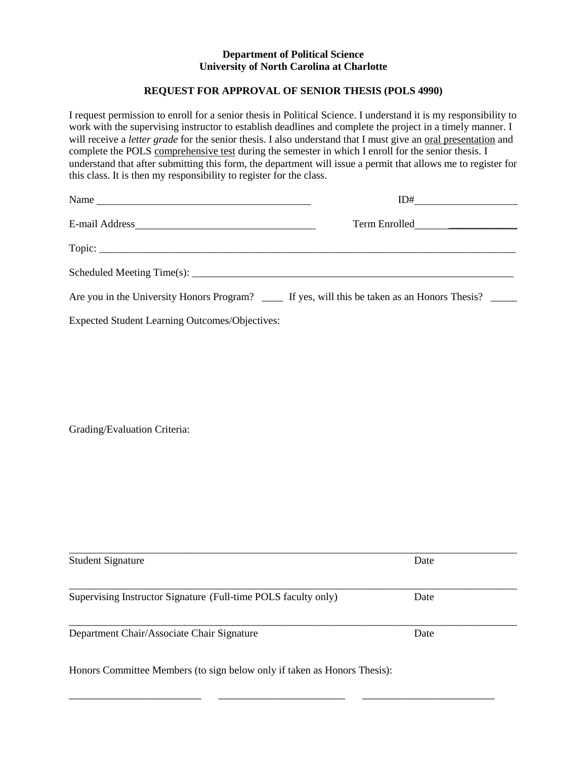**Department of Political Science**
**University of North Carolina at Charlotte**

**REQUEST FOR APPROVAL OF SENIOR THESIS (POLS 4990)**

I request permission to enroll for a senior thesis in Political Science. I understand it is my responsibility to work with the supervising instructor to establish deadlines and complete the project in a timely manner. I will receive a *letter grade* for the senior thesis. I also understand that I must give an oral presentation and complete the POLS comprehensive test during the semester in which I enroll for the senior thesis. I understand that after submitting this form, the department will issue a permit that allows me to register for this class. It is then my responsibility to register for the class.

Name ________________________________________ ID# ____________________

E-mail Address ________________________________ Term Enrolled ____________________

Topic: ______________________________________________________________________________

Scheduled Meeting Time(s): ___________________________________________________________

Are you in the University Honors Program? ____ If yes, will this be taken as an Honors Thesis? _____

Expected Student Learning Outcomes/Objectives:

Grading/Evaluation Criteria:

______________________________________________________________________________

Student Signature Date

______________________________________________________________________________

Supervising Instructor Signature (Full-time POLS faculty only) Date

______________________________________________________________________________

Department Chair/Associate Chair Signature Date

Honors Committee Members (to sign below only if taken as Honors Thesis):

_________________________ _________________________ _________________________